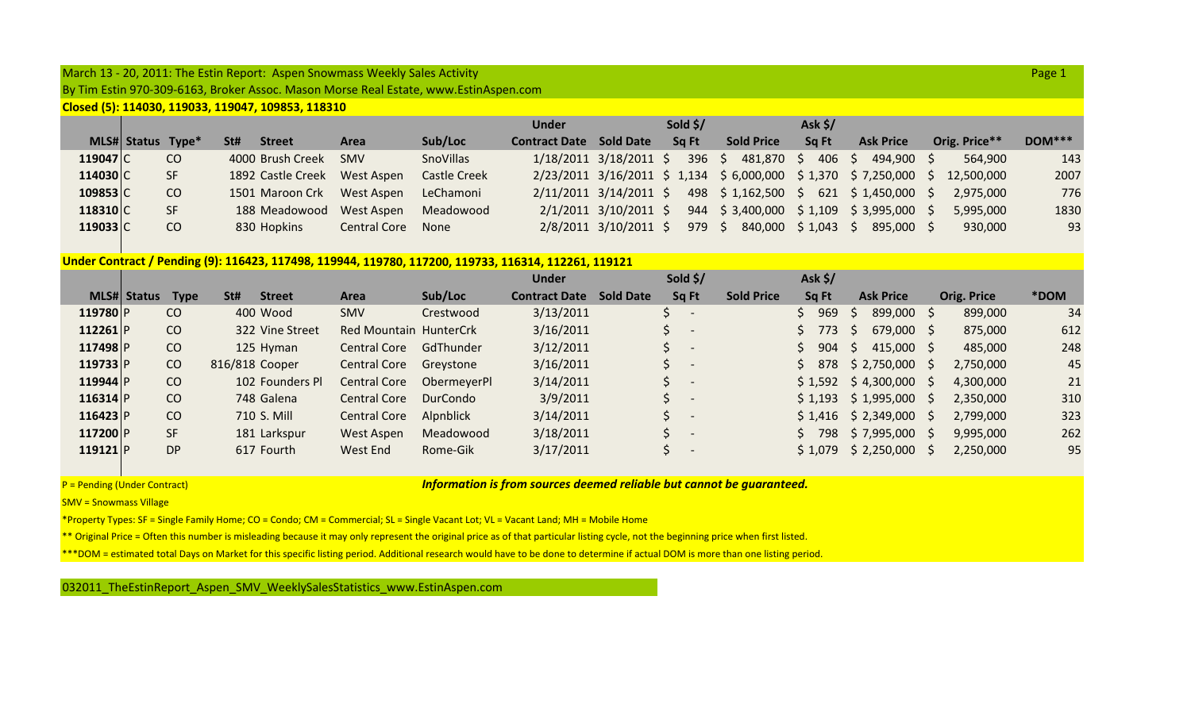March 13 - 20, 2011: The Estin Report: Aspen Snowmass Weekly Sales Activity

By Tim Estin 970-309-6163, Broker Assoc. Mason Morse Real Estate, www.EstinAspen.com

**Closed (5): 114030, 119033, 119047, 109853, 118310**

| MLS# | Status | Type* | St# | Street | Area | Sub/Loc | Under Contract Date | Sold Date | Sold $/ Sq Ft | Sold Price | Ask $/ Sq Ft | Ask Price | Orig. Price** | DOM*** |
|---|---|---|---|---|---|---|---|---|---|---|---|---|---|---|
| 119047 | C | CO | 4000 | Brush Creek | SMV | SnoVillas | 1/18/2011 | 3/18/2011 | $ 396 | $ 481,870 | $ 406 | $ 494,900 | $ 564,900 | 143 |
| 114030 | C | SF | 1892 | Castle Creek | West Aspen | Castle Creek | 2/23/2011 | 3/16/2011 | $ 1,134 | $ 6,000,000 | $ 1,370 | $ 7,250,000 | $ 12,500,000 | 2007 |
| 109853 | C | CO | 1501 | Maroon Crk | West Aspen | LeChamoni | 2/11/2011 | 3/14/2011 | $ 498 | $ 1,162,500 | $ 621 | $ 1,450,000 | $ 2,975,000 | 776 |
| 118310 | C | SF | 188 | Meadowood | West Aspen | Meadowood | 2/1/2011 | 3/10/2011 | $ 944 | $ 3,400,000 | $ 1,109 | $ 3,995,000 | $ 5,995,000 | 1830 |
| 119033 | C | CO | 830 | Hopkins | Central Core | None | 2/8/2011 | 3/10/2011 | $ 979 | $ 840,000 | $ 1,043 | $ 895,000 | $ 930,000 | 93 |

**Under Contract / Pending (9): 116423, 117498, 119944, 119780, 117200, 119733, 116314, 112261, 119121**

| MLS# | Status | Type | St# | Street | Area | Sub/Loc | Under Contract Date | Sold Date | Sold $/ Sq Ft | Sold Price | Ask $/ Sq Ft | Ask Price | Orig. Price | *DOM |
|---|---|---|---|---|---|---|---|---|---|---|---|---|---|---|
| 119780 | P | CO | 400 | Wood | SMV | Crestwood | 3/13/2011 | | $ - | | $ 969 | $ 899,000 | $ 899,000 | 34 |
| 112261 | P | CO | 322 | Vine Street | Red Mountain | HunterCrk | 3/16/2011 | | $ - | | $ 773 | $ 679,000 | $ 875,000 | 612 |
| 117498 | P | CO | 125 | Hyman | Central Core | GdThunder | 3/12/2011 | | $ - | | $ 904 | $ 415,000 | $ 485,000 | 248 |
| 119733 | P | CO | 816/818 | Cooper | Central Core | Greystone | 3/16/2011 | | $ - | | $ 878 | $ 2,750,000 | $ 2,750,000 | 45 |
| 119944 | P | CO | 102 | Founders Pl | Central Core | ObermeyerPl | 3/14/2011 | | $ - | | $ 1,592 | $ 4,300,000 | $ 4,300,000 | 21 |
| 116314 | P | CO | 748 | Galena | Central Core | DurCondo | 3/9/2011 | | $ - | | $ 1,193 | $ 1,995,000 | $ 2,350,000 | 310 |
| 116423 | P | CO | 710 | S. Mill | Central Core | Alpnblick | 3/14/2011 | | $ - | | $ 1,416 | $ 2,349,000 | $ 2,799,000 | 323 |
| 117200 | P | SF | 181 | Larkspur | West Aspen | Meadowood | 3/18/2011 | | $ - | | $ 798 | $ 7,995,000 | $ 9,995,000 | 262 |
| 119121 | P | DP | 617 | Fourth | West End | Rome-Gik | 3/17/2011 | | $ - | | $ 1,079 | $ 2,250,000 | $ 2,250,000 | 95 |

P = Pending (Under Contract)

***Information is from sources deemed reliable but cannot be guaranteed.***

SMV = Snowmass Village

*Property Types: SF = Single Family Home; CO = Condo; CM = Commercial; SL = Single Vacant Lot; VL = Vacant Land; MH = Mobile Home

** Original Price = Often this number is misleading because it may only represent the original price as of that particular listing cycle, not the beginning price when first listed.

***DOM = estimated total Days on Market for this specific listing period. Additional research would have to be done to determine if actual DOM is more than one listing period.

032011_TheEstinReport_Aspen_SMV_WeeklySalesStatistics_www.EstinAspen.com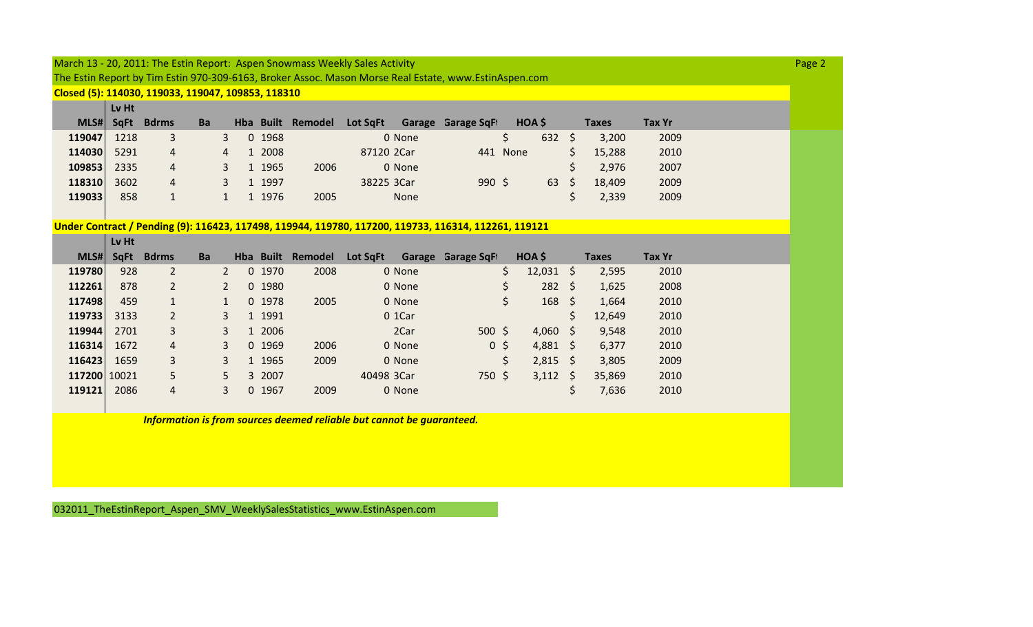March 13 - 20, 2011: The Estin Report: Aspen Snowmass Weekly Sales Activity

The Estin Report by Tim Estin 970-309-6163, Broker Assoc. Mason Morse Real Estate, www.EstinAspen.com

**Closed (5): 114030, 119033, 119047, 109853, 118310**

| MLS# | Lv Ht SqFt | Bdrms | Ba | Hba | Built | Remodel | Lot SqFt | Garage | Garage SqFt | HOA $ | Taxes | Tax Yr |
|---|---|---|---|---|---|---|---|---|---|---|---|---|
| 119047 | 1218 | 3 | 3 | 0 | 1968 | | 0 | None | | $ 632 | $ 3,200 | 2009 |
| 114030 | 5291 | 4 | 4 | 1 | 2008 | | 87120 | 2Car | 441 | None | $ 15,288 | 2010 |
| 109853 | 2335 | 4 | 3 | 1 | 1965 | 2006 | 0 | None | | | $ 2,976 | 2007 |
| 118310 | 3602 | 4 | 3 | 1 | 1997 | | 38225 | 3Car | 990 | $ 63 | $ 18,409 | 2009 |
| 119033 | 858 | 1 | 1 | 1 | 1976 | 2005 | | None | | | $ 2,339 | 2009 |

**Under Contract / Pending (9): 116423, 117498, 119944, 119780, 117200, 119733, 116314, 112261, 119121**

| MLS# | Lv Ht SqFt | Bdrms | Ba | Hba | Built | Remodel | Lot SqFt | Garage | Garage SqFt | HOA $ | Taxes | Tax Yr |
|---|---|---|---|---|---|---|---|---|---|---|---|---|
| 119780 | 928 | 2 | 2 | 0 | 1970 | 2008 | 0 | None | | $ 12,031 | $ 2,595 | 2010 |
| 112261 | 878 | 2 | 2 | 0 | 1980 | | 0 | None | | $ 282 | $ 1,625 | 2008 |
| 117498 | 459 | 1 | 1 | 0 | 1978 | 2005 | 0 | None | | $ 168 | $ 1,664 | 2010 |
| 119733 | 3133 | 2 | 3 | 1 | 1991 | | 0 | 1Car | | | $ 12,649 | 2010 |
| 119944 | 2701 | 3 | 3 | 1 | 2006 | | | 2Car | 500 | $ 4,060 | $ 9,548 | 2010 |
| 116314 | 1672 | 4 | 3 | 0 | 1969 | 2006 | 0 | None | 0 | $ 4,881 | $ 6,377 | 2010 |
| 116423 | 1659 | 3 | 3 | 1 | 1965 | 2009 | 0 | None | | $ 2,815 | $ 3,805 | 2009 |
| 117200 | 10021 | 5 | 5 | 3 | 2007 | | 40498 | 3Car | 750 | $ 3,112 | $ 35,869 | 2010 |
| 119121 | 2086 | 4 | 3 | 0 | 1967 | 2009 | 0 | None | | | $ 7,636 | 2010 |

***Information is from sources deemed reliable but cannot be guaranteed.***